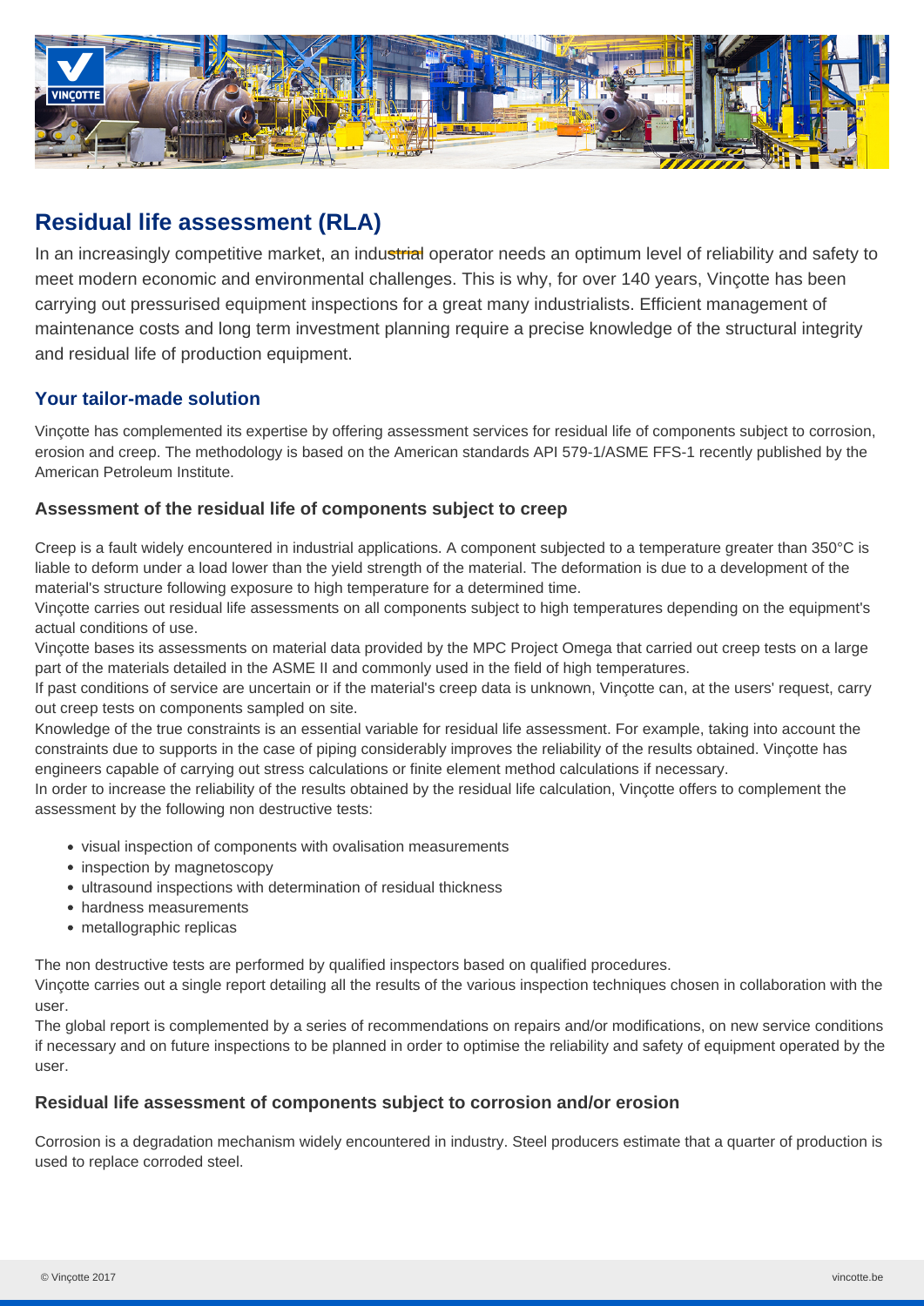# Residual life assessment (RLA)

In an increasingly competitive market, an industrial operator needs an optimum level of reliability and safety to meet modern economic and environmental challenges. This is why, for over 140 years, Vinçotte has been carrying out pressurised equipment inspections for a great many industrialists. Efficient management of maintenance costs and long term investment planning require a precise knowledge of the structural integrity and residual life of production equipment.

## Your tailor-made solution

Vinçotte has complemented its expertise by offering assessment services for residual life of components subject to corrosion, erosion and creep. The methodology is based on the American standards API 579-1/ASME FFS-1 recently published by the American Petroleum Institute.

### Assessment of the residual life of components subject to creep

Creep is a fault widely encountered in industrial applications. A component subjected to a temperature greater than 350°C is liable to deform under a load lower than the yield strength of the material. The deformation is due to a development of the material's structure following exposure to high temperature for a determined time.
Vinçotte carries out residual life assessments on all components subject to high temperatures depending on the equipment's actual conditions of use.
Vinçotte bases its assessments on material data provided by the MPC Project Omega that carried out creep tests on a large part of the materials detailed in the ASME II and commonly used in the field of high temperatures.
If past conditions of service are uncertain or if the material's creep data is unknown, Vinçotte can, at the users' request, carry out creep tests on components sampled on site.
Knowledge of the true constraints is an essential variable for residual life assessment. For example, taking into account the constraints due to supports in the case of piping considerably improves the reliability of the results obtained. Vinçotte has engineers capable of carrying out stress calculations or finite element method calculations if necessary.
In order to increase the reliability of the results obtained by the residual life calculation, Vinçotte offers to complement the assessment by the following non destructive tests:

- visual inspection of components with ovalisation measurements
- inspection by magnetoscopy
- ultrasound inspections with determination of residual thickness
- hardness measurements
- metallographic replicas

The non destructive tests are performed by qualified inspectors based on qualified procedures.
Vinçotte carries out a single report detailing all the results of the various inspection techniques chosen in collaboration with the user.
The global report is complemented by a series of recommendations on repairs and/or modifications, on new service conditions if necessary and on future inspections to be planned in order to optimise the reliability and safety of equipment operated by the user.

### Residual life assessment of components subject to corrosion and/or erosion

Corrosion is a degradation mechanism widely encountered in industry. Steel producers estimate that a quarter of production is used to replace corroded steel.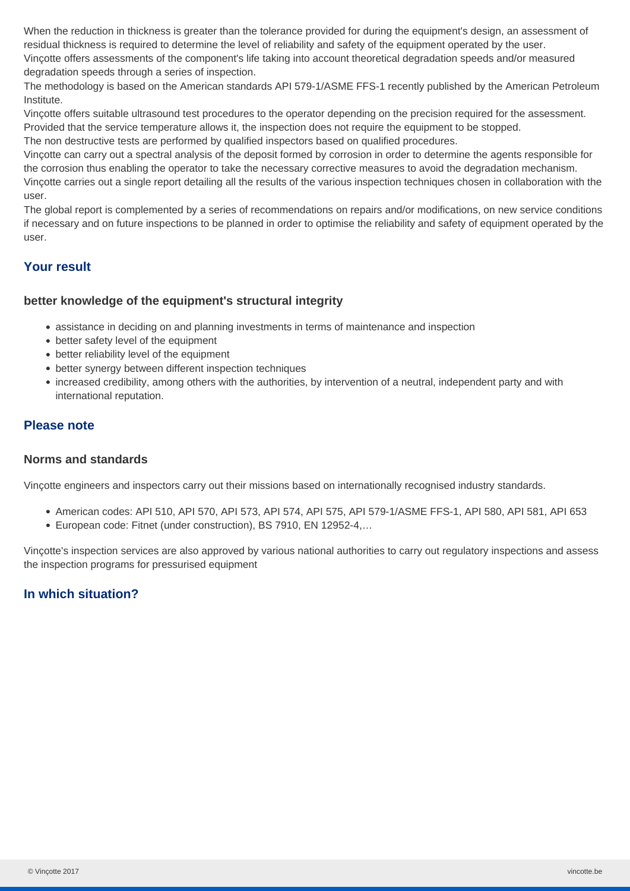When the reduction in thickness is greater than the tolerance provided for during the equipment's design, an assessment of residual thickness is required to determine the level of reliability and safety of the equipment operated by the user.
Vinçotte offers assessments of the component's life taking into account theoretical degradation speeds and/or measured degradation speeds through a series of inspection.
The methodology is based on the American standards API 579-1/ASME FFS-1 recently published by the American Petroleum Institute.
Vinçotte offers suitable ultrasound test procedures to the operator depending on the precision required for the assessment. Provided that the service temperature allows it, the inspection does not require the equipment to be stopped.
The non destructive tests are performed by qualified inspectors based on qualified procedures.
Vinçotte can carry out a spectral analysis of the deposit formed by corrosion in order to determine the agents responsible for the corrosion thus enabling the operator to take the necessary corrective measures to avoid the degradation mechanism.
Vinçotte carries out a single report detailing all the results of the various inspection techniques chosen in collaboration with the user.
The global report is complemented by a series of recommendations on repairs and/or modifications, on new service conditions if necessary and on future inspections to be planned in order to optimise the reliability and safety of equipment operated by the user.

## Your result

### better knowledge of the equipment's structural integrity

- assistance in deciding on and planning investments in terms of maintenance and inspection
- better safety level of the equipment
- better reliability level of the equipment
- better synergy between different inspection techniques
- increased credibility, among others with the authorities, by intervention of a neutral, independent party and with international reputation.

## Please note

### Norms and standards

Vinçotte engineers and inspectors carry out their missions based on internationally recognised industry standards.

- American codes: API 510, API 570, API 573, API 574, API 575, API 579-1/ASME FFS-1, API 580, API 581, API 653
- European code: Fitnet (under construction), BS 7910, EN 12952-4,…

Vinçotte's inspection services are also approved by various national authorities to carry out regulatory inspections and assess the inspection programs for pressurised equipment

## In which situation?